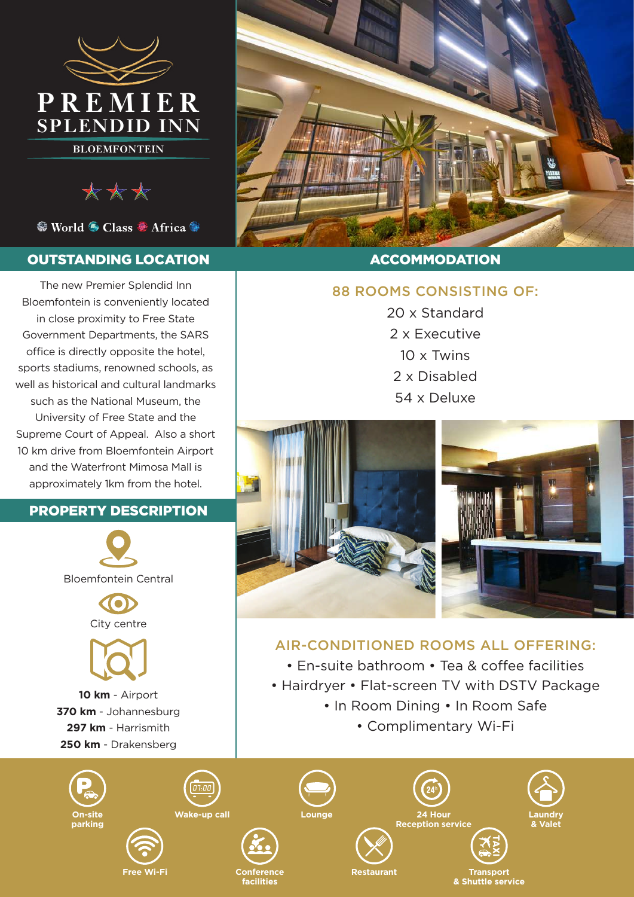# PREMIER SPLENDID INN

BLOEMFONTEIN

World Class Africa

## OUTSTANDING LOCATION

The new Premier Splendid Inn Bloemfontein is conveniently located in close proximity to Free State Government Departments, the SARS office is directly opposite the hotel, sports stadiums, renowned schools, as well as historical and cultural landmarks such as the National Museum, the University of Free State and the Supreme Court of Appeal. Also a short 10 km drive from Bloemfontein Airport and the Waterfront Mimosa Mall is approximately 1km from the hotel.

## PROPERTY DESCRIPTION

Bloemfontein Central

City centre

**10 km** - Airport
**370 km** - Johannesburg
**297 km** - Harrismith
**250 km** - Drakensberg

## ACCOMMODATION

### 88 ROOMS CONSISTING OF:

20 x Standard
2 x Executive
10 x Twins
2 x Disabled
54 x Deluxe

### AIR-CONDITIONED ROOMS ALL OFFERING:

- En-suite bathroom
- Tea & coffee facilities
- Hairdryer
- Flat-screen TV with DSTV Package
- In Room Dining
- In Room Safe
- Complimentary Wi-Fi

- On-site parking
- Wake-up call
- Lounge
- 24 Hour Reception service
- Laundry & Valet
- Free Wi-Fi
- Conference facilities
- Restaurant
- Transport & Shuttle service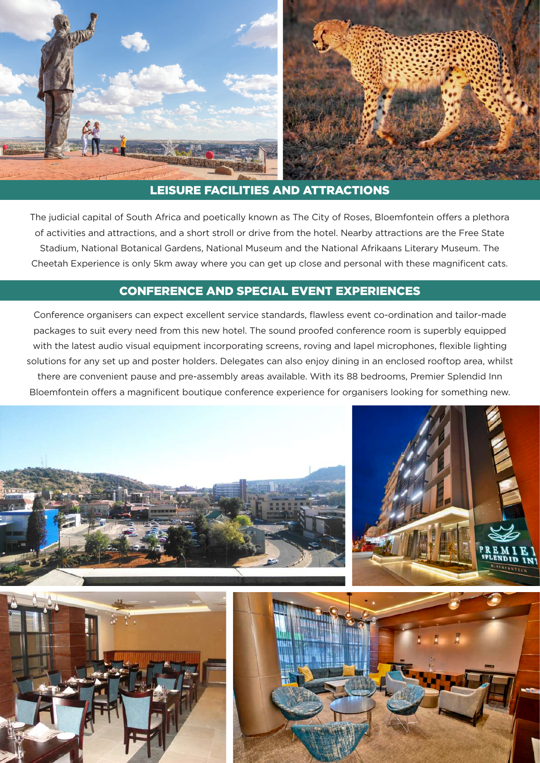## LEISURE FACILITIES AND ATTRACTIONS

The judicial capital of South Africa and poetically known as The City of Roses, Bloemfontein offers a plethora of activities and attractions, and a short stroll or drive from the hotel. Nearby attractions are the Free State Stadium, National Botanical Gardens, National Museum and the National Afrikaans Literary Museum. The Cheetah Experience is only 5km away where you can get up close and personal with these magnificent cats.

## CONFERENCE AND SPECIAL EVENT EXPERIENCES

Conference organisers can expect excellent service standards, flawless event co-ordination and tailor-made packages to suit every need from this new hotel. The sound proofed conference room is superbly equipped with the latest audio visual equipment incorporating screens, roving and lapel microphones, flexible lighting solutions for any set up and poster holders. Delegates can also enjoy dining in an enclosed rooftop area, whilst there are convenient pause and pre-assembly areas available. With its 88 bedrooms, Premier Splendid Inn Bloemfontein offers a magnificent boutique conference experience for organisers looking for something new.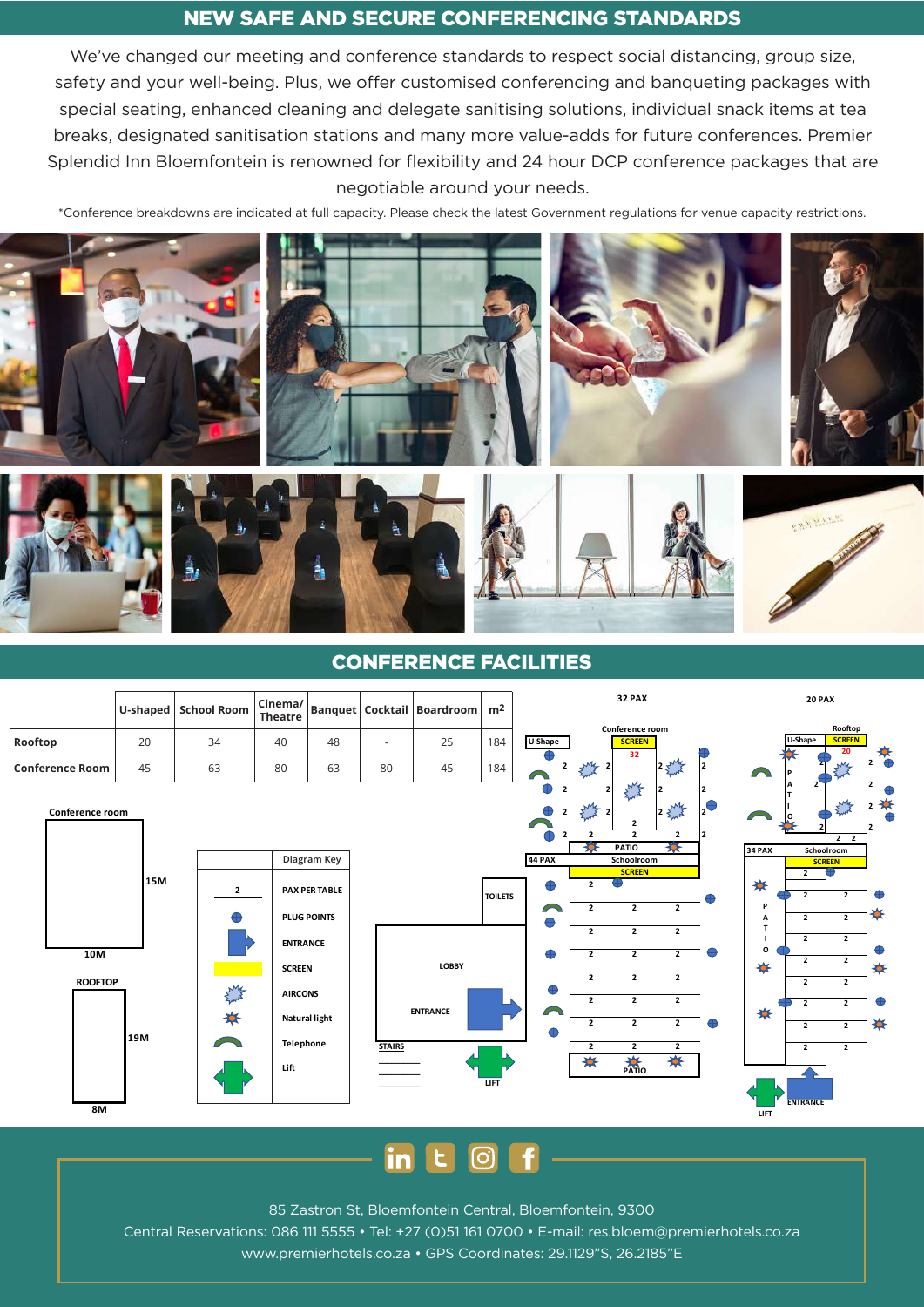## NEW SAFE AND SECURE CONFERENCING STANDARDS

We've changed our meeting and conference standards to respect social distancing, group size, safety and your well-being. Plus, we offer customised conferencing and banqueting packages with special seating, enhanced cleaning and delegate sanitising solutions, individual snack items at tea breaks, designated sanitisation stations and many more value-adds for future conferences. Premier Splendid Inn Bloemfontein is renowned for flexibility and 24 hour DCP conference packages that are negotiable around your needs.

*Conference breakdowns are indicated at full capacity. Please check the latest Government regulations for venue capacity restrictions.

## CONFERENCE FACILITIES

| | U-shaped | School Room | Cinema/ Theatre | Banquet | Cocktail | Boardroom | m² |
|---|---|---|---|---|---|---|---|
| Rooftop | 20 | 34 | 40 | 48 | - | 25 | 184 |
| Conference Room | 45 | 63 | 80 | 63 | 80 | 45 | 184 |

Conference room

15M

10M

ROOFTOP

19M

8M

Diagram Key

- 2 — PAX PER TABLE
- PLUG POINTS
- ENTRANCE
- SCREEN
- AIRCONS
- Natural light
- Telephone
- Lift

32 PAX

Conference room

U-Shape

SCREEN

32

PATIO

44 PAX

Schoolroom

SCREEN

PATIO

TOILETS

LOBBY

ENTRANCE

STAIRS

LIFT

20 PAX

Rooftop

U-Shape

SCREEN

20

PATIO

34 PAX

Schoolroom

SCREEN

ENTRANCE

LIFT

85 Zastron St, Bloemfontein Central, Bloemfontein, 9300

Central Reservations: 086 111 5555 • Tel: +27 (0)51 161 0700 • E-mail: res.bloem@premierhotels.co.za

www.premierhotels.co.za • GPS Coordinates: 29.1129"S, 26.2185"E